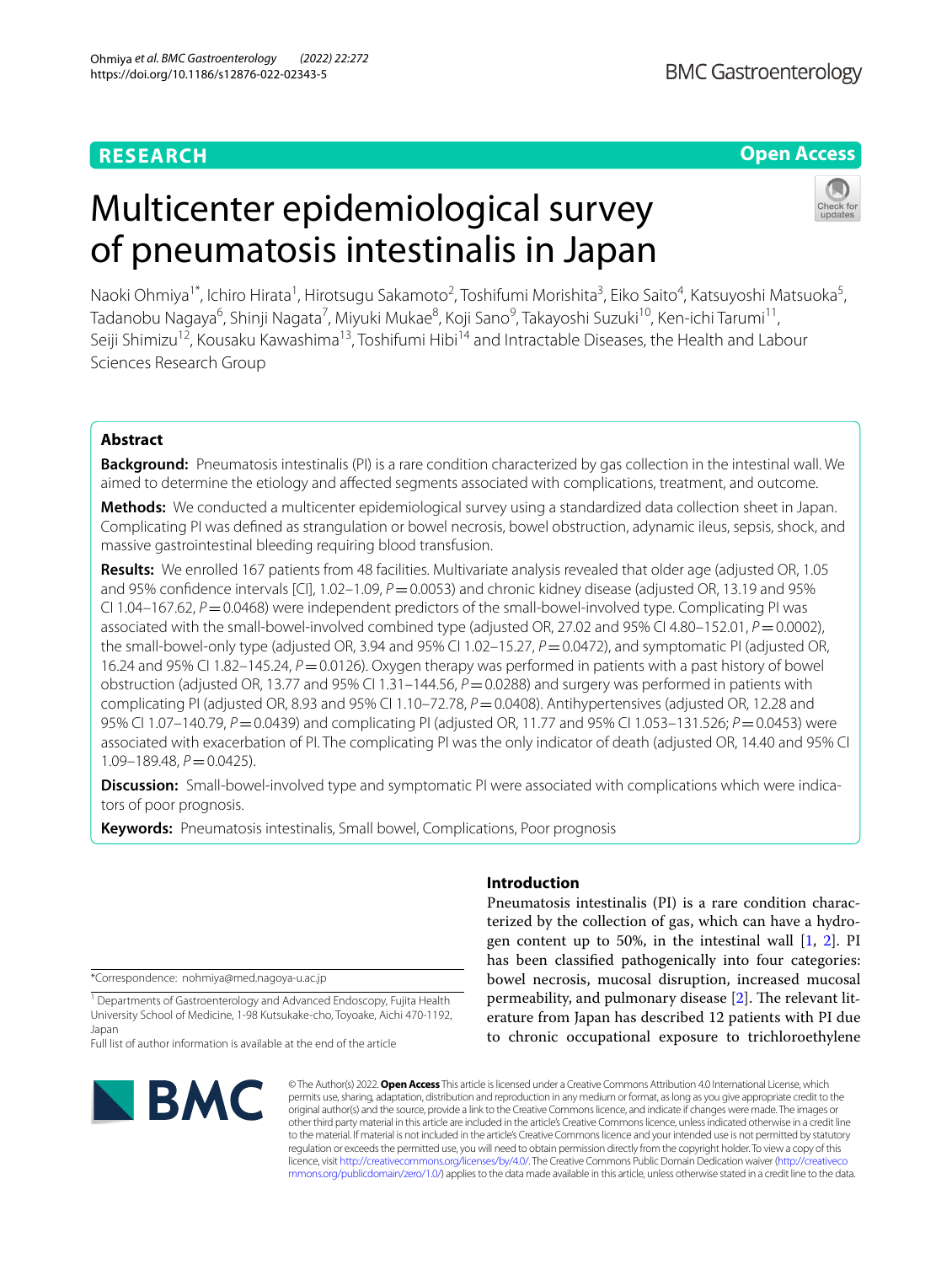**RESEARCH** **Open Access**

# Multicenter epidemiological survey of pneumatosis intestinalis in Japan

Naoki Ohmiya[1*], Ichiro Hirata[1], Hirotsugu Sakamoto[2], Toshifumi Morishita[3], Eiko Saito[4], Katsuyoshi Matsuoka[5], Tadanobu Nagaya[6], Shinji Nagata[7], Miyuki Mukae[8], Koji Sano[9], Takayoshi Suzuki[10], Ken-ichi Tarumi[11], Seiji Shimizu[12], Kousaku Kawashima[13], Toshifumi Hibi[14] and Intractable Diseases, the Health and Labour Sciences Research Group

## Abstract

**Background:** Pneumatosis intestinalis (PI) is a rare condition characterized by gas collection in the intestinal wall. We aimed to determine the etiology and affected segments associated with complications, treatment, and outcome.

**Methods:** We conducted a multicenter epidemiological survey using a standardized data collection sheet in Japan. Complicating PI was defined as strangulation or bowel necrosis, bowel obstruction, adynamic ileus, sepsis, shock, and massive gastrointestinal bleeding requiring blood transfusion.

**Results:** We enrolled 167 patients from 48 facilities. Multivariate analysis revealed that older age (adjusted OR, 1.05 and 95% confidence intervals [CI], 1.02–1.09, $P = 0.0053$) and chronic kidney disease (adjusted OR, 13.19 and 95% CI 1.04–167.62, $P = 0.0468$) were independent predictors of the small-bowel-involved type. Complicating PI was associated with the small-bowel-involved combined type (adjusted OR, 27.02 and 95% CI 4.80–152.01, $P = 0.0002$), the small-bowel-only type (adjusted OR, 3.94 and 95% CI 1.02–15.27, $P = 0.0472$), and symptomatic PI (adjusted OR, 16.24 and 95% CI 1.82–145.24, $P = 0.0126$). Oxygen therapy was performed in patients with a past history of bowel obstruction (adjusted OR, 13.77 and 95% CI 1.31–144.56, $P = 0.0288$) and surgery was performed in patients with complicating PI (adjusted OR, 8.93 and 95% CI 1.10–72.78, $P = 0.0408$). Antihypertensives (adjusted OR, 12.28 and 95% CI 1.07–140.79, $P = 0.0439$) and complicating PI (adjusted OR, 11.77 and 95% CI 1.053–131.526; $P = 0.0453$) were associated with exacerbation of PI. The complicating PI was the only indicator of death (adjusted OR, 14.40 and 95% CI 1.09–189.48, $P = 0.0425$).

**Discussion:** Small-bowel-involved type and symptomatic PI were associated with complications which were indicators of poor prognosis.

**Keywords:** Pneumatosis intestinalis, Small bowel, Complications, Poor prognosis

## Introduction

Pneumatosis intestinalis (PI) is a rare condition characterized by the collection of gas, which can have a hydrogen content up to 50%, in the intestinal wall [1, 2]. PI has been classified pathogenically into four categories: bowel necrosis, mucosal disruption, increased mucosal permeability, and pulmonary disease [2]. The relevant literature from Japan has described 12 patients with PI due to chronic occupational exposure to trichloroethylene

*Correspondence: nohmiya@med.nagoya-u.ac.jp

[1] Departments of Gastroenterology and Advanced Endoscopy, Fujita Health University School of Medicine, 1-98 Kutsukake-cho, Toyoake, Aichi 470-1192, Japan

Full list of author information is available at the end of the article

© The Author(s) 2022. **Open Access** This article is licensed under a Creative Commons Attribution 4.0 International License, which permits use, sharing, adaptation, distribution and reproduction in any medium or format, as long as you give appropriate credit to the original author(s) and the source, provide a link to the Creative Commons licence, and indicate if changes were made. The images or other third party material in this article are included in the article's Creative Commons licence, unless indicated otherwise in a credit line to the material. If material is not included in the article's Creative Commons licence and your intended use is not permitted by statutory regulation or exceeds the permitted use, you will need to obtain permission directly from the copyright holder. To view a copy of this licence, visit http://creativecommons.org/licenses/by/4.0/. The Creative Commons Public Domain Dedication waiver (http://creativecommons.org/publicdomain/zero/1.0/) applies to the data made available in this article, unless otherwise stated in a credit line to the data.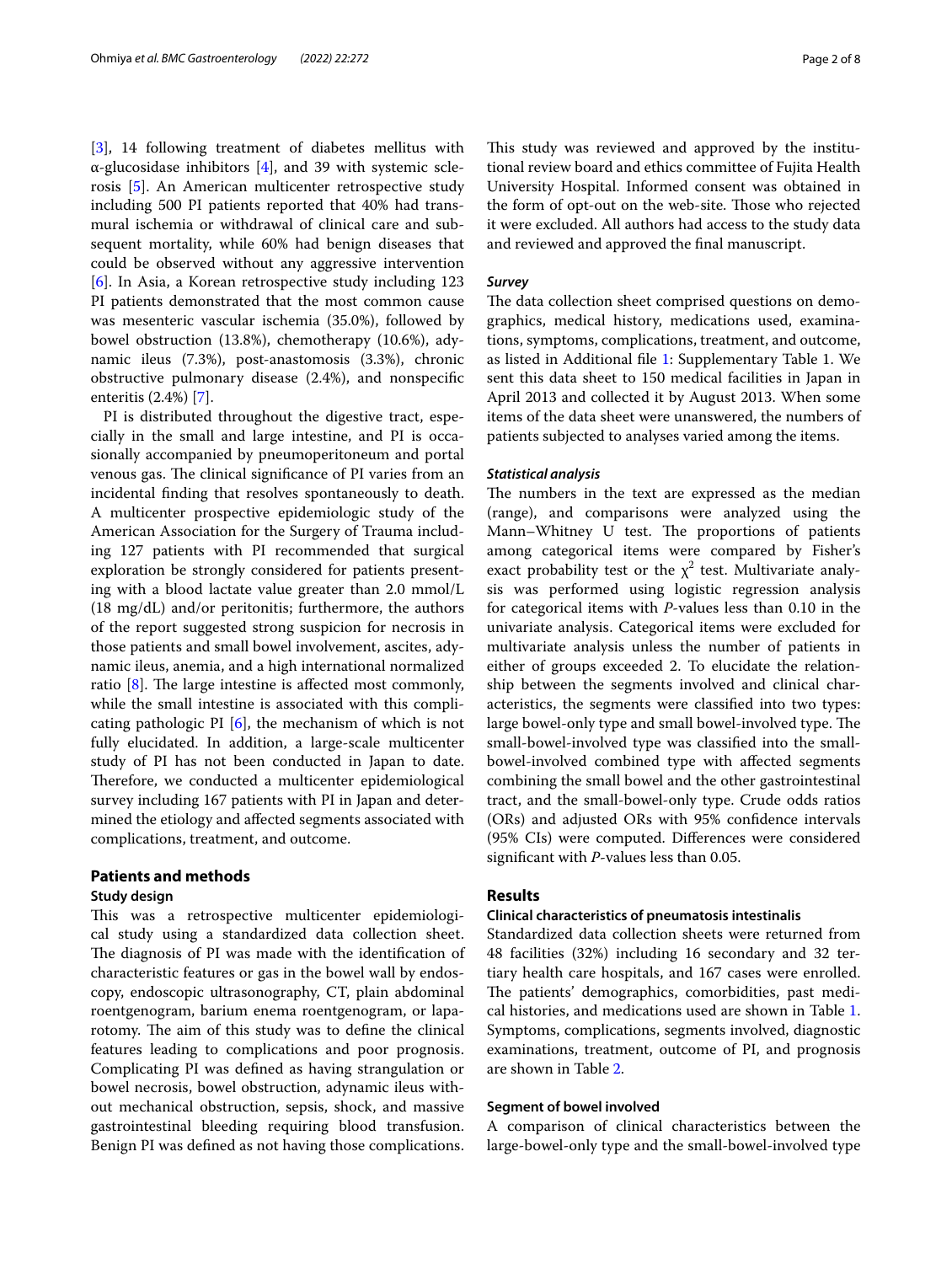[3], 14 following treatment of diabetes mellitus with α-glucosidase inhibitors [4], and 39 with systemic sclerosis [5]. An American multicenter retrospective study including 500 PI patients reported that 40% had transmural ischemia or withdrawal of clinical care and subsequent mortality, while 60% had benign diseases that could be observed without any aggressive intervention [6]. In Asia, a Korean retrospective study including 123 PI patients demonstrated that the most common cause was mesenteric vascular ischemia (35.0%), followed by bowel obstruction (13.8%), chemotherapy (10.6%), adynamic ileus (7.3%), post-anastomosis (3.3%), chronic obstructive pulmonary disease (2.4%), and nonspecific enteritis (2.4%) [7].

PI is distributed throughout the digestive tract, especially in the small and large intestine, and PI is occasionally accompanied by pneumoperitoneum and portal venous gas. The clinical significance of PI varies from an incidental finding that resolves spontaneously to death. A multicenter prospective epidemiologic study of the American Association for the Surgery of Trauma including 127 patients with PI recommended that surgical exploration be strongly considered for patients presenting with a blood lactate value greater than 2.0 mmol/L (18 mg/dL) and/or peritonitis; furthermore, the authors of the report suggested strong suspicion for necrosis in those patients and small bowel involvement, ascites, adynamic ileus, anemia, and a high international normalized ratio [8]. The large intestine is affected most commonly, while the small intestine is associated with this complicating pathologic PI [6], the mechanism of which is not fully elucidated. In addition, a large-scale multicenter study of PI has not been conducted in Japan to date. Therefore, we conducted a multicenter epidemiological survey including 167 patients with PI in Japan and determined the etiology and affected segments associated with complications, treatment, and outcome.

## Patients and methods

### Study design

This was a retrospective multicenter epidemiological study using a standardized data collection sheet. The diagnosis of PI was made with the identification of characteristic features or gas in the bowel wall by endoscopy, endoscopic ultrasonography, CT, plain abdominal roentgenogram, barium enema roentgenogram, or laparotomy. The aim of this study was to define the clinical features leading to complications and poor prognosis. Complicating PI was defined as having strangulation or bowel necrosis, bowel obstruction, adynamic ileus without mechanical obstruction, sepsis, shock, and massive gastrointestinal bleeding requiring blood transfusion. Benign PI was defined as not having those complications.

This study was reviewed and approved by the institutional review board and ethics committee of Fujita Health University Hospital. Informed consent was obtained in the form of opt-out on the web-site. Those who rejected it were excluded. All authors had access to the study data and reviewed and approved the final manuscript.

#### *Survey*

The data collection sheet comprised questions on demographics, medical history, medications used, examinations, symptoms, complications, treatment, and outcome, as listed in Additional file 1: Supplementary Table 1. We sent this data sheet to 150 medical facilities in Japan in April 2013 and collected it by August 2013. When some items of the data sheet were unanswered, the numbers of patients subjected to analyses varied among the items.

#### *Statistical analysis*

The numbers in the text are expressed as the median (range), and comparisons were analyzed using the Mann–Whitney U test. The proportions of patients among categorical items were compared by Fisher's exact probability test or the $\chi^2$ test. Multivariate analysis was performed using logistic regression analysis for categorical items with *P*-values less than 0.10 in the univariate analysis. Categorical items were excluded for multivariate analysis unless the number of patients in either of groups exceeded 2. To elucidate the relationship between the segments involved and clinical characteristics, the segments were classified into two types: large bowel-only type and small bowel-involved type. The small-bowel-involved type was classified into the small-bowel-involved combined type with affected segments combining the small bowel and the other gastrointestinal tract, and the small-bowel-only type. Crude odds ratios (ORs) and adjusted ORs with 95% confidence intervals (95% CIs) were computed. Differences were considered significant with *P*-values less than 0.05.

## Results

### Clinical characteristics of pneumatosis intestinalis

Standardized data collection sheets were returned from 48 facilities (32%) including 16 secondary and 32 tertiary health care hospitals, and 167 cases were enrolled. The patients' demographics, comorbidities, past medical histories, and medications used are shown in Table 1. Symptoms, complications, segments involved, diagnostic examinations, treatment, outcome of PI, and prognosis are shown in Table 2.

### Segment of bowel involved

A comparison of clinical characteristics between the large-bowel-only type and the small-bowel-involved type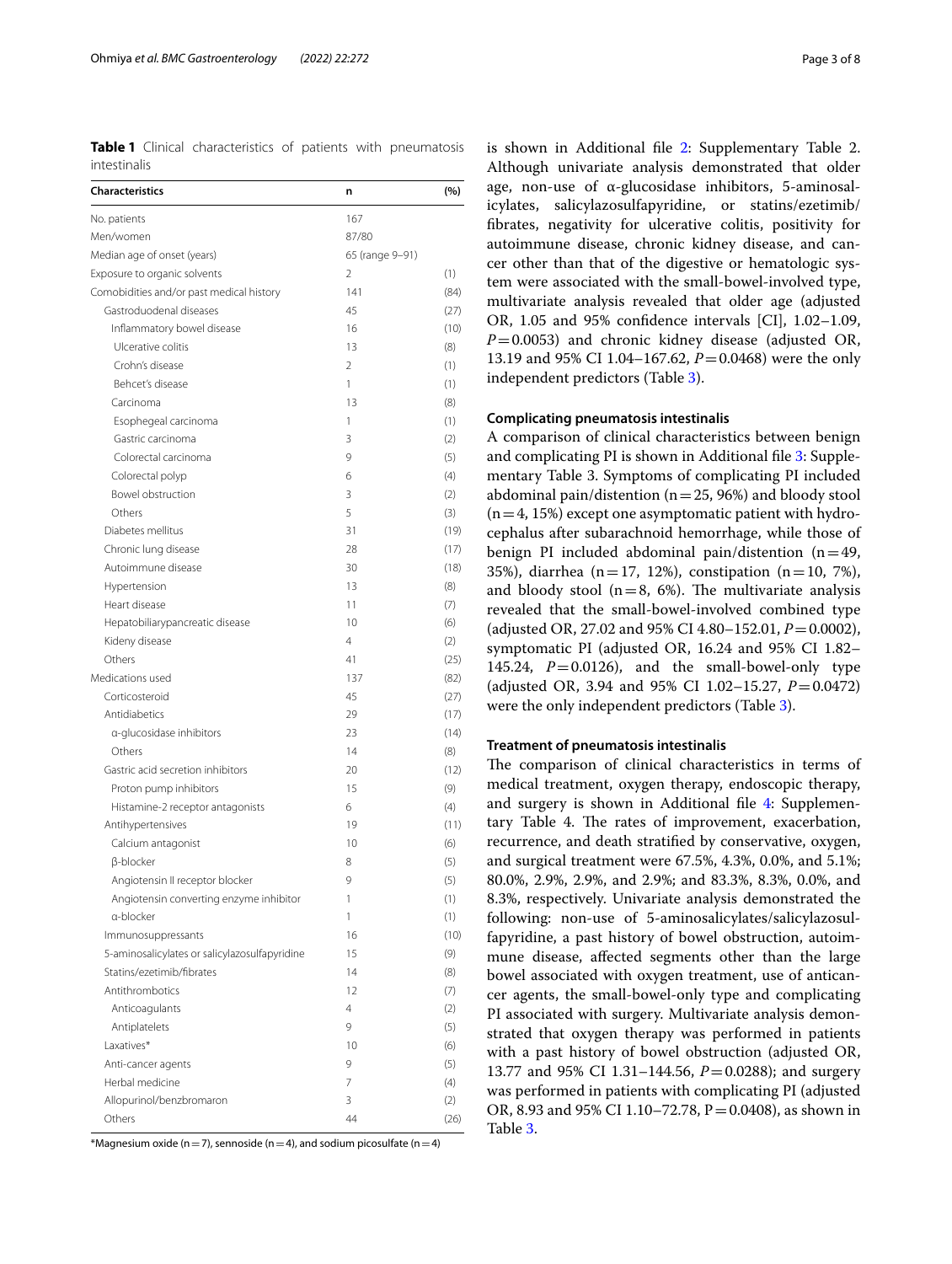**Table 1** Clinical characteristics of patients with pneumatosis intestinalis

| Characteristics | n | (%) |
|---|---|---|
| No. patients | 167 | |
| Men/women | 87/80 | |
| Median age of onset (years) | 65 (range 9–91) | |
| Exposure to organic solvents | 2 | (1) |
| Comobidities and/or past medical history | 141 | (84) |
| Gastroduodenal diseases | 45 | (27) |
| Inflammatory bowel disease | 16 | (10) |
| Ulcerative colitis | 13 | (8) |
| Crohn's disease | 2 | (1) |
| Behcet's disease | 1 | (1) |
| Carcinoma | 13 | (8) |
| Esophegeal carcinoma | 1 | (1) |
| Gastric carcinoma | 3 | (2) |
| Colorectal carcinoma | 9 | (5) |
| Colorectal polyp | 6 | (4) |
| Bowel obstruction | 3 | (2) |
| Others | 5 | (3) |
| Diabetes mellitus | 31 | (19) |
| Chronic lung disease | 28 | (17) |
| Autoimmune disease | 30 | (18) |
| Hypertension | 13 | (8) |
| Heart disease | 11 | (7) |
| Hepatobiliarypancreatic disease | 10 | (6) |
| Kideny disease | 4 | (2) |
| Others | 41 | (25) |
| Medications used | 137 | (82) |
| Corticosteroid | 45 | (27) |
| Antidiabetics | 29 | (17) |
| α-glucosidase inhibitors | 23 | (14) |
| Others | 14 | (8) |
| Gastric acid secretion inhibitors | 20 | (12) |
| Proton pump inhibitors | 15 | (9) |
| Histamine-2 receptor antagonists | 6 | (4) |
| Antihypertensives | 19 | (11) |
| Calcium antagonist | 10 | (6) |
| β-blocker | 8 | (5) |
| Angiotensin II receptor blocker | 9 | (5) |
| Angiotensin converting enzyme inhibitor | 1 | (1) |
| α-blocker | 1 | (1) |
| Immunosuppressants | 16 | (10) |
| 5-aminosalicylates or salicylazosulfapyridine | 15 | (9) |
| Statins/ezetimib/fibrates | 14 | (8) |
| Antithrombotics | 12 | (7) |
| Anticoagulants | 4 | (2) |
| Antiplatelets | 9 | (5) |
| Laxatives* | 10 | (6) |
| Anti-cancer agents | 9 | (5) |
| Herbal medicine | 7 | (4) |
| Allopurinol/benzbromaron | 3 | (2) |
| Others | 44 | (26) |

*Magnesium oxide (n = 7), sennoside (n = 4), and sodium picosulfate (n = 4)

is shown in Additional file 2: Supplementary Table 2. Although univariate analysis demonstrated that older age, non-use of α-glucosidase inhibitors, 5-aminosalicylates, salicylazosulfapyridine, or statins/ezetimib/fibrates, negativity for ulcerative colitis, positivity for autoimmune disease, chronic kidney disease, and cancer other than that of the digestive or hematologic system were associated with the small-bowel-involved type, multivariate analysis revealed that older age (adjusted OR, 1.05 and 95% confidence intervals [CI], 1.02–1.09, $P = 0.0053$) and chronic kidney disease (adjusted OR, 13.19 and 95% CI 1.04–167.62, $P = 0.0468$) were the only independent predictors (Table 3).

### Complicating pneumatosis intestinalis

A comparison of clinical characteristics between benign and complicating PI is shown in Additional file 3: Supplementary Table 3. Symptoms of complicating PI included abdominal pain/distention (n = 25, 96%) and bloody stool (n = 4, 15%) except one asymptomatic patient with hydrocephalus after subarachnoid hemorrhage, while those of benign PI included abdominal pain/distention (n = 49, 35%), diarrhea (n = 17, 12%), constipation (n = 10, 7%), and bloody stool (n = 8, 6%). The multivariate analysis revealed that the small-bowel-involved combined type (adjusted OR, 27.02 and 95% CI 4.80–152.01, $P = 0.0002$), symptomatic PI (adjusted OR, 16.24 and 95% CI 1.82–145.24, $P = 0.0126$), and the small-bowel-only type (adjusted OR, 3.94 and 95% CI 1.02–15.27, $P = 0.0472$) were the only independent predictors (Table 3).

### Treatment of pneumatosis intestinalis

The comparison of clinical characteristics in terms of medical treatment, oxygen therapy, endoscopic therapy, and surgery is shown in Additional file 4: Supplementary Table 4. The rates of improvement, exacerbation, recurrence, and death stratified by conservative, oxygen, and surgical treatment were 67.5%, 4.3%, 0.0%, and 5.1%; 80.0%, 2.9%, 2.9%, and 2.9%; and 83.3%, 8.3%, 0.0%, and 8.3%, respectively. Univariate analysis demonstrated the following: non-use of 5-aminosalicylates/salicylazosulfapyridine, a past history of bowel obstruction, autoimmune disease, affected segments other than the large bowel associated with oxygen treatment, use of anticancer agents, the small-bowel-only type and complicating PI associated with surgery. Multivariate analysis demonstrated that oxygen therapy was performed in patients with a past history of bowel obstruction (adjusted OR, 13.77 and 95% CI 1.31–144.56, $P = 0.0288$); and surgery was performed in patients with complicating PI (adjusted OR, 8.93 and 95% CI 1.10–72.78, $P = 0.0408$), as shown in Table 3.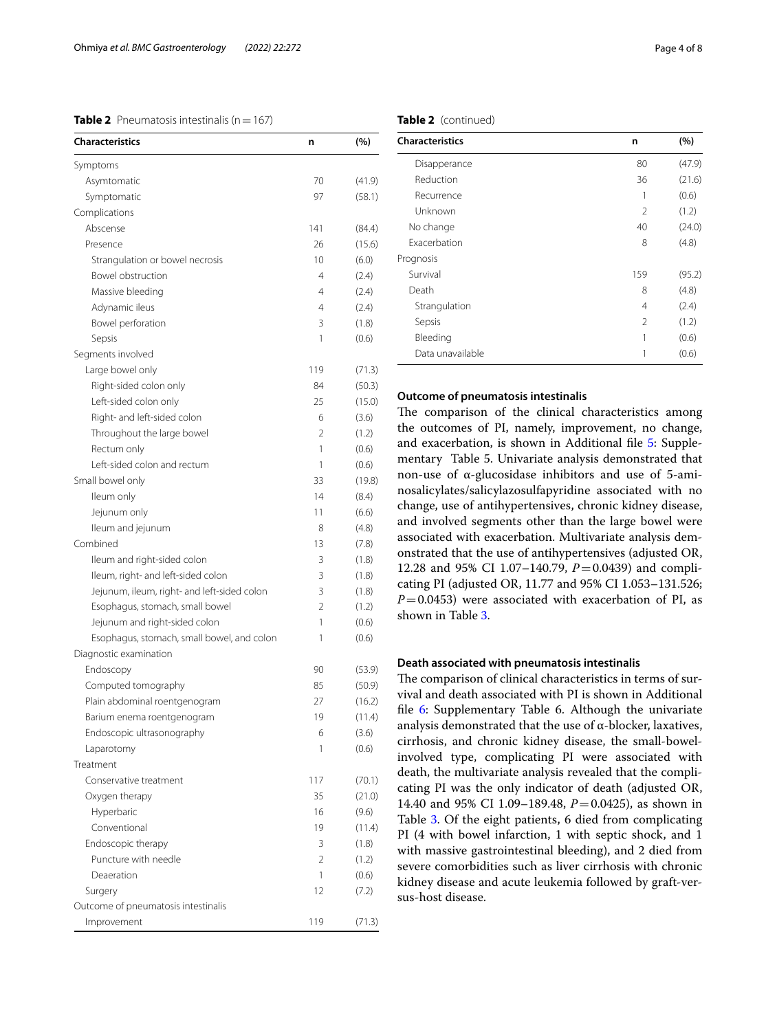**Table 2** Pneumatosis intestinalis (n = 167)

| Characteristics | n | (%) |
|---|---|---|
| Symptoms | | |
| Asymtomatic | 70 | (41.9) |
| Symptomatic | 97 | (58.1) |
| Complications | | |
| Abscense | 141 | (84.4) |
| Presence | 26 | (15.6) |
| Strangulation or bowel necrosis | 10 | (6.0) |
| Bowel obstruction | 4 | (2.4) |
| Massive bleeding | 4 | (2.4) |
| Adynamic ileus | 4 | (2.4) |
| Bowel perforation | 3 | (1.8) |
| Sepsis | 1 | (0.6) |
| Segments involved | | |
| Large bowel only | 119 | (71.3) |
| Right-sided colon only | 84 | (50.3) |
| Left-sided colon only | 25 | (15.0) |
| Right- and left-sided colon | 6 | (3.6) |
| Throughout the large bowel | 2 | (1.2) |
| Rectum only | 1 | (0.6) |
| Left-sided colon and rectum | 1 | (0.6) |
| Small bowel only | 33 | (19.8) |
| Ileum only | 14 | (8.4) |
| Jejunum only | 11 | (6.6) |
| Ileum and jejunum | 8 | (4.8) |
| Combined | 13 | (7.8) |
| Ileum and right-sided colon | 3 | (1.8) |
| Ileum, right- and left-sided colon | 3 | (1.8) |
| Jejunum, ileum, right- and left-sided colon | 3 | (1.8) |
| Esophagus, stomach, small bowel | 2 | (1.2) |
| Jejunum and right-sided colon | 1 | (0.6) |
| Esophagus, stomach, small bowel, and colon | 1 | (0.6) |
| Diagnostic examination | | |
| Endoscopy | 90 | (53.9) |
| Computed tomography | 85 | (50.9) |
| Plain abdominal roentgenogram | 27 | (16.2) |
| Barium enema roentgenogram | 19 | (11.4) |
| Endoscopic ultrasonography | 6 | (3.6) |
| Laparotomy | 1 | (0.6) |
| Treatment | | |
| Conservative treatment | 117 | (70.1) |
| Oxygen therapy | 35 | (21.0) |
| Hyperbaric | 16 | (9.6) |
| Conventional | 19 | (11.4) |
| Endoscopic therapy | 3 | (1.8) |
| Puncture with needle | 2 | (1.2) |
| Deaeration | 1 | (0.6) |
| Surgery | 12 | (7.2) |
| Outcome of pneumatosis intestinalis | | |
| Improvement | 119 | (71.3) |
| Disapperance | 80 | (47.9) |
| Reduction | 36 | (21.6) |
| Recurrence | 1 | (0.6) |
| Unknown | 2 | (1.2) |
| No change | 40 | (24.0) |
| Exacerbation | 8 | (4.8) |
| Prognosis | | |
| Survival | 159 | (95.2) |
| Death | 8 | (4.8) |
| Strangulation | 4 | (2.4) |
| Sepsis | 2 | (1.2) |
| Bleeding | 1 | (0.6) |
| Data unavailable | 1 | (0.6) |

### Outcome of pneumatosis intestinalis

The comparison of the clinical characteristics among the outcomes of PI, namely, improvement, no change, and exacerbation, is shown in Additional file 5: Supplementary Table 5. Univariate analysis demonstrated that non-use of α-glucosidase inhibitors and use of 5-aminosalicylates/salicylazosulfapyridine associated with no change, use of antihypertensives, chronic kidney disease, and involved segments other than the large bowel were associated with exacerbation. Multivariate analysis demonstrated that the use of antihypertensives (adjusted OR, 12.28 and 95% CI 1.07–140.79, $P = 0.0439$) and complicating PI (adjusted OR, 11.77 and 95% CI 1.053–131.526; $P = 0.0453$) were associated with exacerbation of PI, as shown in Table 3.

### Death associated with pneumatosis intestinalis

The comparison of clinical characteristics in terms of survival and death associated with PI is shown in Additional file 6: Supplementary Table 6. Although the univariate analysis demonstrated that the use of α-blocker, laxatives, cirrhosis, and chronic kidney disease, the small-bowel-involved type, complicating PI were associated with death, the multivariate analysis revealed that the complicating PI was the only indicator of death (adjusted OR, 14.40 and 95% CI 1.09–189.48, $P = 0.0425$), as shown in Table 3. Of the eight patients, 6 died from complicating PI (4 with bowel infarction, 1 with septic shock, and 1 with massive gastrointestinal bleeding), and 2 died from severe comorbidities such as liver cirrhosis with chronic kidney disease and acute leukemia followed by graft-versus-host disease.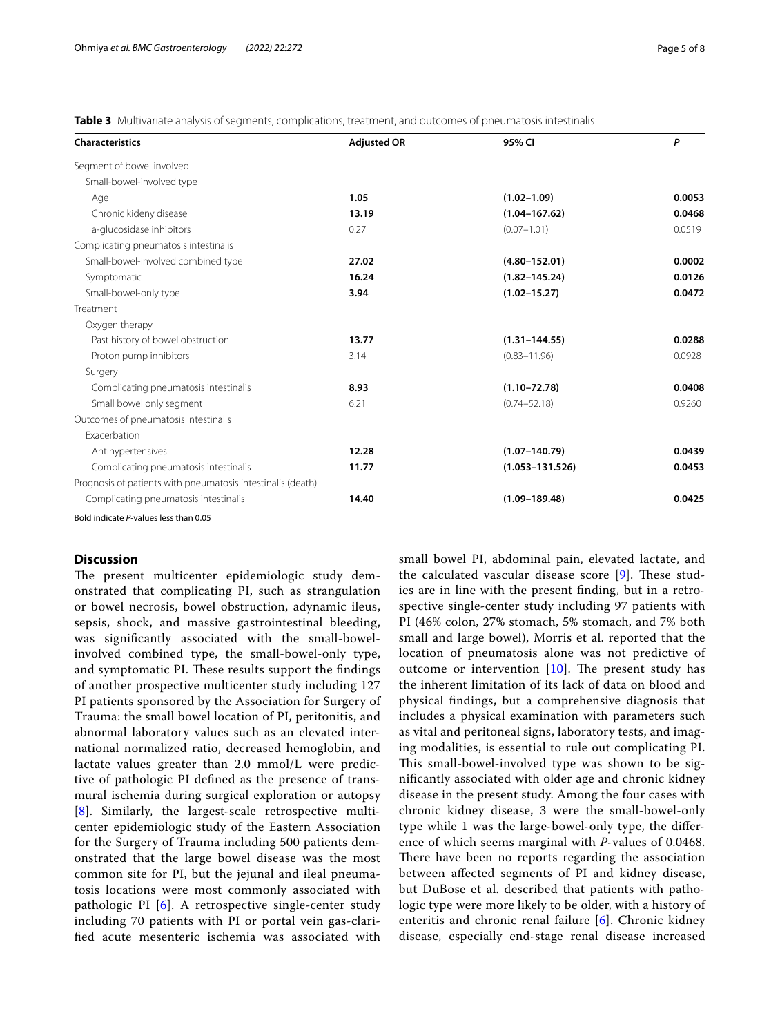**Table 3** Multivariate analysis of segments, complications, treatment, and outcomes of pneumatosis intestinalis

| Characteristics | Adjusted OR | 95% CI | *P* |
|---|---|---|---|
| Segment of bowel involved | | | |
| Small-bowel-involved type | | | |
| Age | **1.05** | **(1.02–1.09)** | **0.0053** |
| Chronic kideny disease | **13.19** | **(1.04–167.62)** | **0.0468** |
| a-glucosidase inhibitors | 0.27 | (0.07–1.01) | 0.0519 |
| Complicating pneumatosis intestinalis | | | |
| Small-bowel-involved combined type | **27.02** | **(4.80–152.01)** | **0.0002** |
| Symptomatic | **16.24** | **(1.82–145.24)** | **0.0126** |
| Small-bowel-only type | **3.94** | **(1.02–15.27)** | **0.0472** |
| Treatment | | | |
| Oxygen therapy | | | |
| Past history of bowel obstruction | **13.77** | **(1.31–144.55)** | **0.0288** |
| Proton pump inhibitors | 3.14 | (0.83–11.96) | 0.0928 |
| Surgery | | | |
| Complicating pneumatosis intestinalis | **8.93** | **(1.10–72.78)** | **0.0408** |
| Small bowel only segment | 6.21 | (0.74–52.18) | 0.9260 |
| Outcomes of pneumatosis intestinalis | | | |
| Exacerbation | | | |
| Antihypertensives | **12.28** | **(1.07–140.79)** | **0.0439** |
| Complicating pneumatosis intestinalis | **11.77** | **(1.053–131.526)** | **0.0453** |
| Prognosis of patients with pneumatosis intestinalis (death) | | | |
| Complicating pneumatosis intestinalis | **14.40** | **(1.09–189.48)** | **0.0425** |

Bold indicate *P*-values less than 0.05

## Discussion

The present multicenter epidemiologic study demonstrated that complicating PI, such as strangulation or bowel necrosis, bowel obstruction, adynamic ileus, sepsis, shock, and massive gastrointestinal bleeding, was significantly associated with the small-bowel-involved combined type, the small-bowel-only type, and symptomatic PI. These results support the findings of another prospective multicenter study including 127 PI patients sponsored by the Association for Surgery of Trauma: the small bowel location of PI, peritonitis, and abnormal laboratory values such as an elevated international normalized ratio, decreased hemoglobin, and lactate values greater than 2.0 mmol/L were predictive of pathologic PI defined as the presence of transmural ischemia during surgical exploration or autopsy [8]. Similarly, the largest-scale retrospective multicenter epidemiologic study of the Eastern Association for the Surgery of Trauma including 500 patients demonstrated that the large bowel disease was the most common site for PI, but the jejunal and ileal pneumatosis locations were most commonly associated with pathologic PI [6]. A retrospective single-center study including 70 patients with PI or portal vein gas-clarified acute mesenteric ischemia was associated with small bowel PI, abdominal pain, elevated lactate, and the calculated vascular disease score [9]. These studies are in line with the present finding, but in a retrospective single-center study including 97 patients with PI (46% colon, 27% stomach, 5% stomach, and 7% both small and large bowel), Morris et al. reported that the location of pneumatosis alone was not predictive of outcome or intervention [10]. The present study has the inherent limitation of its lack of data on blood and physical findings, but a comprehensive diagnosis that includes a physical examination with parameters such as vital and peritoneal signs, laboratory tests, and imaging modalities, is essential to rule out complicating PI. This small-bowel-involved type was shown to be significantly associated with older age and chronic kidney disease in the present study. Among the four cases with chronic kidney disease, 3 were the small-bowel-only type while 1 was the large-bowel-only type, the difference of which seems marginal with *P*-values of 0.0468. There have been no reports regarding the association between affected segments of PI and kidney disease, but DuBose et al. described that patients with pathologic type were more likely to be older, with a history of enteritis and chronic renal failure [6]. Chronic kidney disease, especially end-stage renal disease increased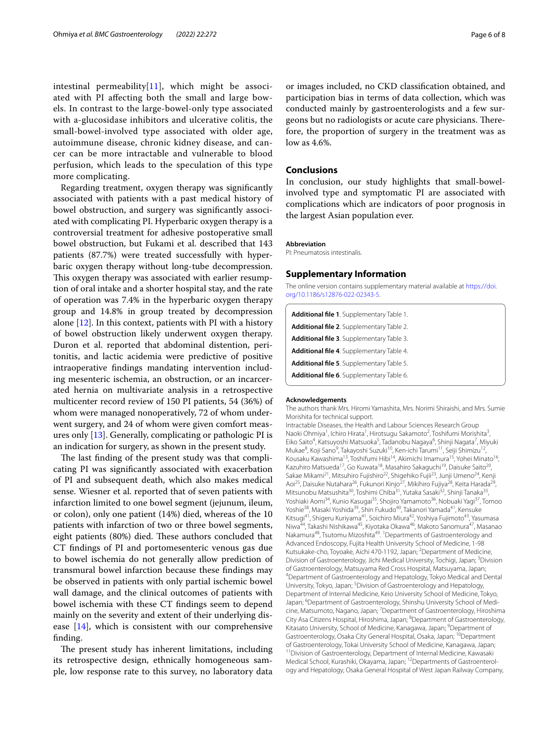intestinal permeability[11], which might be associated with PI affecting both the small and large bowels. In contrast to the large-bowel-only type associated with a-glucosidase inhibitors and ulcerative colitis, the small-bowel-involved type associated with older age, autoimmune disease, chronic kidney disease, and cancer can be more intractable and vulnerable to blood perfusion, which leads to the speculation of this type more complicating.

Regarding treatment, oxygen therapy was significantly associated with patients with a past medical history of bowel obstruction, and surgery was significantly associated with complicating PI. Hyperbaric oxygen therapy is a controversial treatment for adhesive postoperative small bowel obstruction, but Fukami et al. described that 143 patients (87.7%) were treated successfully with hyperbaric oxygen therapy without long-tube decompression. This oxygen therapy was associated with earlier resumption of oral intake and a shorter hospital stay, and the rate of operation was 7.4% in the hyperbaric oxygen therapy group and 14.8% in group treated by decompression alone [12]. In this context, patients with PI with a history of bowel obstruction likely underwent oxygen therapy. Duron et al. reported that abdominal distention, peritonitis, and lactic acidemia were predictive of positive intraoperative findings mandating intervention including mesenteric ischemia, an obstruction, or an incarcerated hernia on multivariate analysis in a retrospective multicenter record review of 150 PI patients, 54 (36%) of whom were managed nonoperatively, 72 of whom underwent surgery, and 24 of whom were given comfort measures only [13]. Generally, complicating or pathologic PI is an indication for surgery, as shown in the present study.

The last finding of the present study was that complicating PI was significantly associated with exacerbation of PI and subsequent death, which also makes medical sense. Wiesner et al. reported that of seven patients with infarction limited to one bowel segment (jejunum, ileum, or colon), only one patient (14%) died, whereas of the 10 patients with infarction of two or three bowel segments, eight patients (80%) died. These authors concluded that CT findings of PI and portomesenteric venous gas due to bowel ischemia do not generally allow prediction of transmural bowel infarction because these findings may be observed in patients with only partial ischemic bowel wall damage, and the clinical outcomes of patients with bowel ischemia with these CT findings seem to depend mainly on the severity and extent of their underlying disease [14], which is consistent with our comprehensive finding.

The present study has inherent limitations, including its retrospective design, ethnically homogeneous sample, low response rate to this survey, no laboratory data or images included, no CKD classification obtained, and participation bias in terms of data collection, which was conducted mainly by gastroenterologists and a few surgeons but no radiologists or acute care physicians. Therefore, the proportion of surgery in the treatment was as low as 4.6%.

## Conclusions

In conclusion, our study highlights that small-bowel-involved type and symptomatic PI are associated with complications which are indicators of poor prognosis in the largest Asian population ever.

#### Abbreviation

PI: Pneumatosis intestinalis.

## Supplementary Information

The online version contains supplementary material available at https://doi.org/10.1186/s12876-022-02343-5.

**Additional file 1**. Supplementary Table 1.

**Additional file 2**. Supplementary Table 2.

**Additional file 3**. Supplementary Table 3.

**Additional file 4**. Supplementary Table 4.

**Additional file 5**. Supplementary Table 5.

**Additional file 6**. Supplementary Table 6.

#### Acknowledgements

The authors thank Mrs. Hiromi Yamashita, Mrs. Norimi Shiraishi, and Mrs. Sumie Morishita for technical support.

Intractable Diseases, the Health and Labour Sciences Research Group Naoki Ohmiya[1], Ichiro Hirata[1], Hirotsugu Sakamoto[2], Toshifumi Morishita[3], Eiko Saito[4], Katsuyoshi Matsuoka[5], Tadanobu Nagaya[6], Shinji Nagata[7], Miyuki Mukae[8], Koji Sano[9], Takayoshi Suzuki[10], Ken-ichi Tarumi[11], Seiji Shimizu[12], Kousaku Kawashima[13], Toshifumi Hibi[14], Akimichi Imamura[15], Yohei Minato[16], Kazuhiro Matsueda[17], Go Kuwata[18], Masahiro Sakaguchi[19], Daisuke Saito[20], Sakae Mikami[21], Mitsuhiro Fujishiro[22], Shigehiko Fujii[23], Junji Umeno[24], Kenji Aoi[25], Daisuke Nutahara[26], Fukunori Kinjo[27], Mikihiro Fujiya[28], Keita Harada[29], Mitsunobu Matsushita[30], Toshimi Chiba[31], Yutaka Sasaki[32], Shinji Tanaka[33], Yoshiaki Aomi[34], Kunio Kasugai[35], Shojiro Yamamoto[36], Nobuaki Yagi[37], Tomoo Yoshie[38], Masaki Yoshida[39], Shin Fukudo[40], Takanori Yamada[41], Kensuke Kitsugi[41], Shigeru Kuriyama[41], Soichiro Miura[42], Yoshiya Fujimoto[43], Yasumasa Niwa[44], Takashi Nishikawa[45], Kiyotaka Okawa[46], Makoto Sanomura[47], Masanao Nakamura[48], Tsutomu Mizoshita[49]. [1]Departments of Gastroenterology and Advanced Endoscopy, Fujita Health University School of Medicine, 1-98 Kutsukake-cho, Toyoake, Aichi 470-1192, Japan; [2]Department of Medicine, Division of Gastroenterology, Jichi Medical University, Tochigi, Japan; [3]Division of Gastroenterology, Matsuyama Red Cross Hospital, Matsuyama, Japan; [4]Department of Gastroenterology and Hepatology, Tokyo Medical and Dental University, Tokyo, Japan; [5]Division of Gastroenterology and Hepatology, Department of Internal Medicine, Keio University School of Medicine, Tokyo, Japan; [6]Department of Gastroenterology, Shinshu University School of Medicine, Matsumoto, Nagano, Japan; [7]Department of Gastroenterology, Hiroshima City Asa Citizens Hospital, Hiroshima, Japan; [8]Department of Gastroenterology, Kitasato University, School of Medicine, Kanagawa, Japan; [9]Department of Gastroenterology, Osaka City General Hospital, Osaka, Japan; [10]Department of Gastroenterology, Tokai University School of Medicine, Kanagawa, Japan; [11]Division of Gastroenterology, Department of Internal Medicine, Kawasaki Medical School, Kurashiki, Okayama, Japan; [12]Departments of Gastroenterology and Hepatology, Osaka General Hospital of West Japan Railway Company,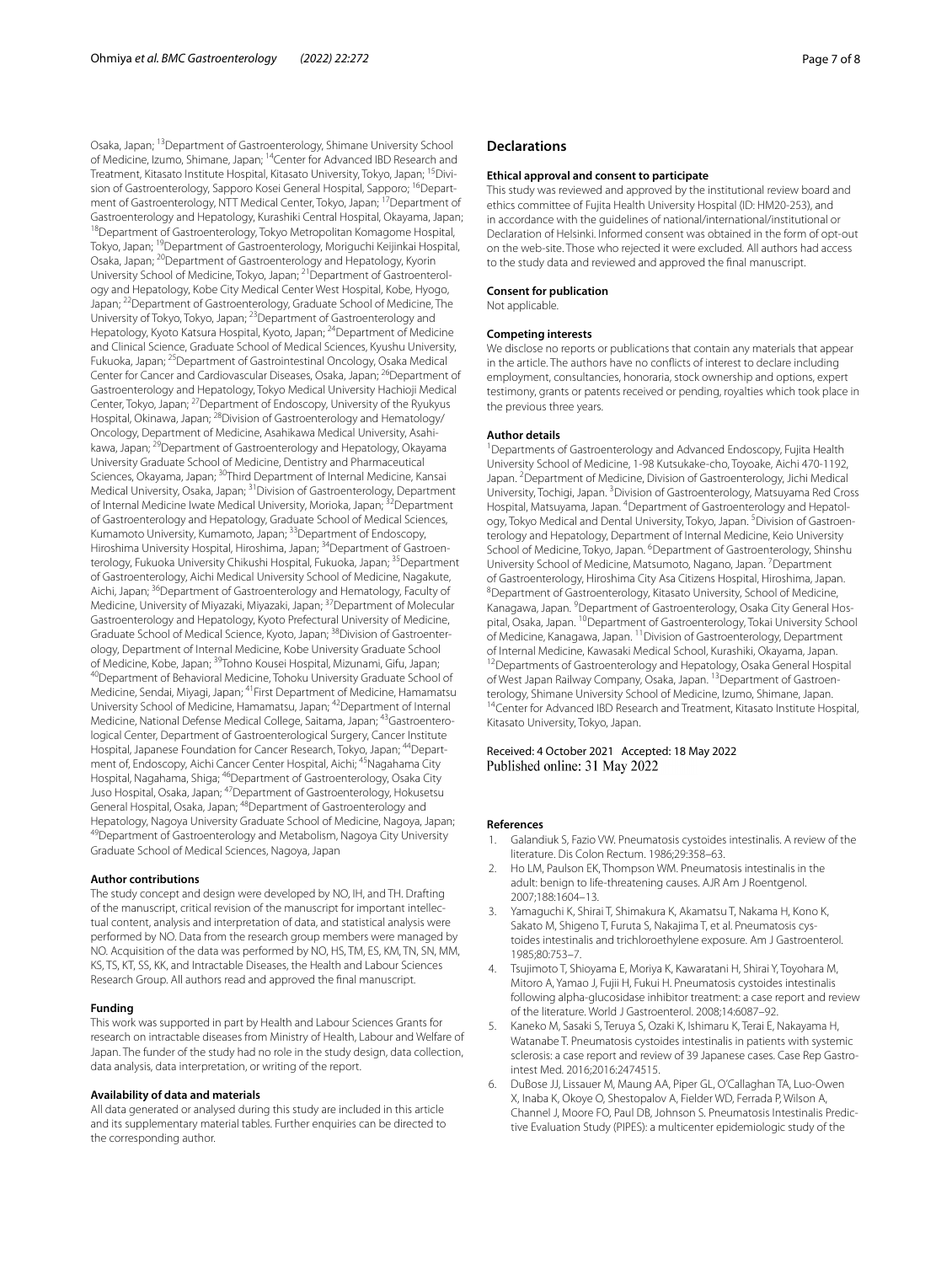Osaka, Japan; [13]Department of Gastroenterology, Shimane University School of Medicine, Izumo, Shimane, Japan; [14]Center for Advanced IBD Research and Treatment, Kitasato Institute Hospital, Kitasato University, Tokyo, Japan; [15]Division of Gastroenterology, Sapporo Kosei General Hospital, Sapporo; [16]Department of Gastroenterology, NTT Medical Center, Tokyo, Japan; [17]Department of Gastroenterology and Hepatology, Kurashiki Central Hospital, Okayama, Japan; [18]Department of Gastroenterology, Tokyo Metropolitan Komagome Hospital, Tokyo, Japan; [19]Department of Gastroenterology, Moriguchi Keijinkai Hospital, Osaka, Japan; [20]Department of Gastroenterology and Hepatology, Kyorin University School of Medicine, Tokyo, Japan; [21]Department of Gastroenterology and Hepatology, Kobe City Medical Center West Hospital, Kobe, Hyogo, Japan; [22]Department of Gastroenterology, Graduate School of Medicine, The University of Tokyo, Tokyo, Japan; [23]Department of Gastroenterology and Hepatology, Kyoto Katsura Hospital, Kyoto, Japan; [24]Department of Medicine and Clinical Science, Graduate School of Medical Sciences, Kyushu University, Fukuoka, Japan; [25]Department of Gastrointestinal Oncology, Osaka Medical Center for Cancer and Cardiovascular Diseases, Osaka, Japan; [26]Department of Gastroenterology and Hepatology, Tokyo Medical University Hachioji Medical Center, Tokyo, Japan; [27]Department of Endoscopy, University of the Ryukyus Hospital, Okinawa, Japan; [28]Division of Gastroenterology and Hematology/Oncology, Department of Medicine, Asahikawa Medical University, Asahikawa, Japan; [29]Department of Gastroenterology and Hepatology, Okayama University Graduate School of Medicine, Dentistry and Pharmaceutical Sciences, Okayama, Japan; [30]Third Department of Internal Medicine, Kansai Medical University, Osaka, Japan; [31]Division of Gastroenterology, Department of Internal Medicine Iwate Medical University, Morioka, Japan; [32]Department of Gastroenterology and Hepatology, Graduate School of Medical Sciences, Kumamoto University, Kumamoto, Japan; [33]Department of Endoscopy, Hiroshima University Hospital, Hiroshima, Japan; [34]Department of Gastroenterology, Fukuoka University Chikushi Hospital, Fukuoka, Japan; [35]Department of Gastroenterology, Aichi Medical University School of Medicine, Nagakute, Aichi, Japan; [36]Department of Gastroenterology and Hematology, Faculty of Medicine, University of Miyazaki, Miyazaki, Japan; [37]Department of Molecular Gastroenterology and Hepatology, Kyoto Prefectural University of Medicine, Graduate School of Medical Science, Kyoto, Japan; [38]Division of Gastroenterology, Department of Internal Medicine, Kobe University Graduate School of Medicine, Kobe, Japan; [39]Tohno Kousei Hospital, Mizunami, Gifu, Japan; [40]Department of Behavioral Medicine, Tohoku University Graduate School of Medicine, Sendai, Miyagi, Japan; [41]First Department of Medicine, Hamamatsu University School of Medicine, Hamamatsu, Japan; [42]Department of Internal Medicine, National Defense Medical College, Saitama, Japan; [43]Gastroenterological Center, Department of Gastroenterological Surgery, Cancer Institute Hospital, Japanese Foundation for Cancer Research, Tokyo, Japan; [44]Department of, Endoscopy, Aichi Cancer Center Hospital, Aichi; [45]Nagahama City Hospital, Nagahama, Shiga; [46]Department of Gastroenterology, Osaka City Juso Hospital, Osaka, Japan; [47]Department of Gastroenterology, Hokusetsu General Hospital, Osaka, Japan; [48]Department of Gastroenterology and Hepatology, Nagoya University Graduate School of Medicine, Nagoya, Japan; [49]Department of Gastroenterology and Metabolism, Nagoya City University Graduate School of Medical Sciences, Nagoya, Japan

### Author contributions

The study concept and design were developed by NO, IH, and TH. Drafting of the manuscript, critical revision of the manuscript for important intellectual content, analysis and interpretation of data, and statistical analysis were performed by NO. Data from the research group members were managed by NO. Acquisition of the data was performed by NO, HS, TM, ES, KM, TN, SN, MM, KS, TS, KT, SS, KK, and Intractable Diseases, the Health and Labour Sciences Research Group. All authors read and approved the final manuscript.

### Funding

This work was supported in part by Health and Labour Sciences Grants for research on intractable diseases from Ministry of Health, Labour and Welfare of Japan. The funder of the study had no role in the study design, data collection, data analysis, data interpretation, or writing of the report.

### Availability of data and materials

All data generated or analysed during this study are included in this article and its supplementary material tables. Further enquiries can be directed to the corresponding author.

## Declarations

### Ethical approval and consent to participate

This study was reviewed and approved by the institutional review board and ethics committee of Fujita Health University Hospital (ID: HM20-253), and in accordance with the guidelines of national/international/institutional or Declaration of Helsinki. Informed consent was obtained in the form of opt-out on the web-site. Those who rejected it were excluded. All authors had access to the study data and reviewed and approved the final manuscript.

### Consent for publication

Not applicable.

### Competing interests

We disclose no reports or publications that contain any materials that appear in the article. The authors have no conflicts of interest to declare including employment, consultancies, honoraria, stock ownership and options, expert testimony, grants or patents received or pending, royalties which took place in the previous three years.

### Author details

[1]Departments of Gastroenterology and Advanced Endoscopy, Fujita Health University School of Medicine, 1-98 Kutsukake-cho, Toyoake, Aichi 470-1192, Japan. [2]Department of Medicine, Division of Gastroenterology, Jichi Medical University, Tochigi, Japan. [3]Division of Gastroenterology, Matsuyama Red Cross Hospital, Matsuyama, Japan. [4]Department of Gastroenterology and Hepatology, Tokyo Medical and Dental University, Tokyo, Japan. [5]Division of Gastroenterology and Hepatology, Department of Internal Medicine, Keio University School of Medicine, Tokyo, Japan. [6]Department of Gastroenterology, Shinshu University School of Medicine, Matsumoto, Nagano, Japan. [7]Department of Gastroenterology, Hiroshima City Asa Citizens Hospital, Hiroshima, Japan. [8]Department of Gastroenterology, Kitasato University, School of Medicine, Kanagawa, Japan. [9]Department of Gastroenterology, Osaka City General Hospital, Osaka, Japan. [10]Department of Gastroenterology, Tokai University School of Medicine, Kanagawa, Japan. [11]Division of Gastroenterology, Department of Internal Medicine, Kawasaki Medical School, Kurashiki, Okayama, Japan. [12]Departments of Gastroenterology and Hepatology, Osaka General Hospital of West Japan Railway Company, Osaka, Japan. [13]Department of Gastroenterology, Shimane University School of Medicine, Izumo, Shimane, Japan. [14]Center for Advanced IBD Research and Treatment, Kitasato Institute Hospital, Kitasato University, Tokyo, Japan.

Received: 4 October 2021 Accepted: 18 May 2022
Published online: 31 May 2022

## References

1. Galandiuk S, Fazio VW. Pneumatosis cystoides intestinalis. A review of the literature. Dis Colon Rectum. 1986;29:358–63.
2. Ho LM, Paulson EK, Thompson WM. Pneumatosis intestinalis in the adult: benign to life-threatening causes. AJR Am J Roentgenol. 2007;188:1604–13.
3. Yamaguchi K, Shirai T, Shimakura K, Akamatsu T, Nakama H, Kono K, Sakato M, Shigeno T, Furuta S, Nakajima T, et al. Pneumatosis cystoides intestinalis and trichloroethylene exposure. Am J Gastroenterol. 1985;80:753–7.
4. Tsujimoto T, Shioyama E, Moriya K, Kawaratani H, Shirai Y, Toyohara M, Mitoro A, Yamao J, Fujii H, Fukui H. Pneumatosis cystoides intestinalis following alpha-glucosidase inhibitor treatment: a case report and review of the literature. World J Gastroenterol. 2008;14:6087–92.
5. Kaneko M, Sasaki S, Teruya S, Ozaki K, Ishimaru K, Terai E, Nakayama H, Watanabe T. Pneumatosis cystoides intestinalis in patients with systemic sclerosis: a case report and review of 39 Japanese cases. Case Rep Gastrointest Med. 2016;2016:2474515.
6. DuBose JJ, Lissauer M, Maung AA, Piper GL, O'Callaghan TA, Luo-Owen X, Inaba K, Okoye O, Shestopalov A, Fielder WD, Ferrada P, Wilson A, Channel J, Moore FO, Paul DB, Johnson S. Pneumatosis Intestinalis Predictive Evaluation Study (PIPES): a multicenter epidemiologic study of the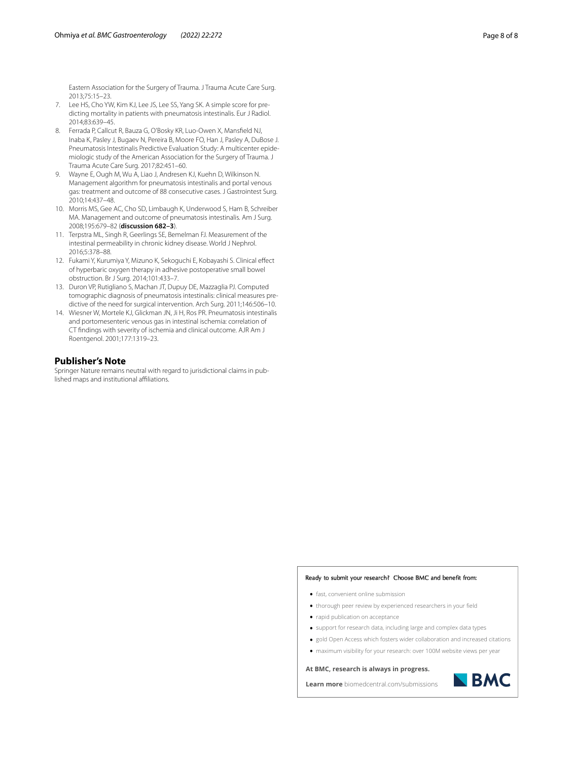Eastern Association for the Surgery of Trauma. J Trauma Acute Care Surg. 2013;75:15–23.

7. Lee HS, Cho YW, Kim KJ, Lee JS, Lee SS, Yang SK. A simple score for predicting mortality in patients with pneumatosis intestinalis. Eur J Radiol. 2014;83:639–45.
8. Ferrada P, Callcut R, Bauza G, O'Bosky KR, Luo-Owen X, Mansfield NJ, Inaba K, Pasley J, Bugaev N, Pereira B, Moore FO, Han J, Pasley A, DuBose J. Pneumatosis Intestinalis Predictive Evaluation Study: A multicenter epidemiologic study of the American Association for the Surgery of Trauma. J Trauma Acute Care Surg. 2017;82:451–60.
9. Wayne E, Ough M, Wu A, Liao J, Andresen KJ, Kuehn D, Wilkinson N. Management algorithm for pneumatosis intestinalis and portal venous gas: treatment and outcome of 88 consecutive cases. J Gastrointest Surg. 2010;14:437–48.
10. Morris MS, Gee AC, Cho SD, Limbaugh K, Underwood S, Ham B, Schreiber MA. Management and outcome of pneumatosis intestinalis. Am J Surg. 2008;195:679–82 (**discussion 682–3**).
11. Terpstra ML, Singh R, Geerlings SE, Bemelman FJ. Measurement of the intestinal permeability in chronic kidney disease. World J Nephrol. 2016;5:378–88.
12. Fukami Y, Kurumiya Y, Mizuno K, Sekoguchi E, Kobayashi S. Clinical effect of hyperbaric oxygen therapy in adhesive postoperative small bowel obstruction. Br J Surg. 2014;101:433–7.
13. Duron VP, Rutigliano S, Machan JT, Dupuy DE, Mazzaglia PJ. Computed tomographic diagnosis of pneumatosis intestinalis: clinical measures predictive of the need for surgical intervention. Arch Surg. 2011;146:506–10.
14. Wiesner W, Mortele KJ, Glickman JN, Ji H, Ros PR. Pneumatosis intestinalis and portomesenteric venous gas in intestinal ischemia: correlation of CT findings with severity of ischemia and clinical outcome. AJR Am J Roentgenol. 2001;177:1319–23.

## Publisher's Note

Springer Nature remains neutral with regard to jurisdictional claims in published maps and institutional affiliations.

Ready to submit your research? Choose BMC and benefit from:

- fast, convenient online submission
- thorough peer review by experienced researchers in your field
- rapid publication on acceptance
- support for research data, including large and complex data types
- gold Open Access which fosters wider collaboration and increased citations
- maximum visibility for your research: over 100M website views per year

**At BMC, research is always in progress.**

**Learn more** biomedcentral.com/submissions